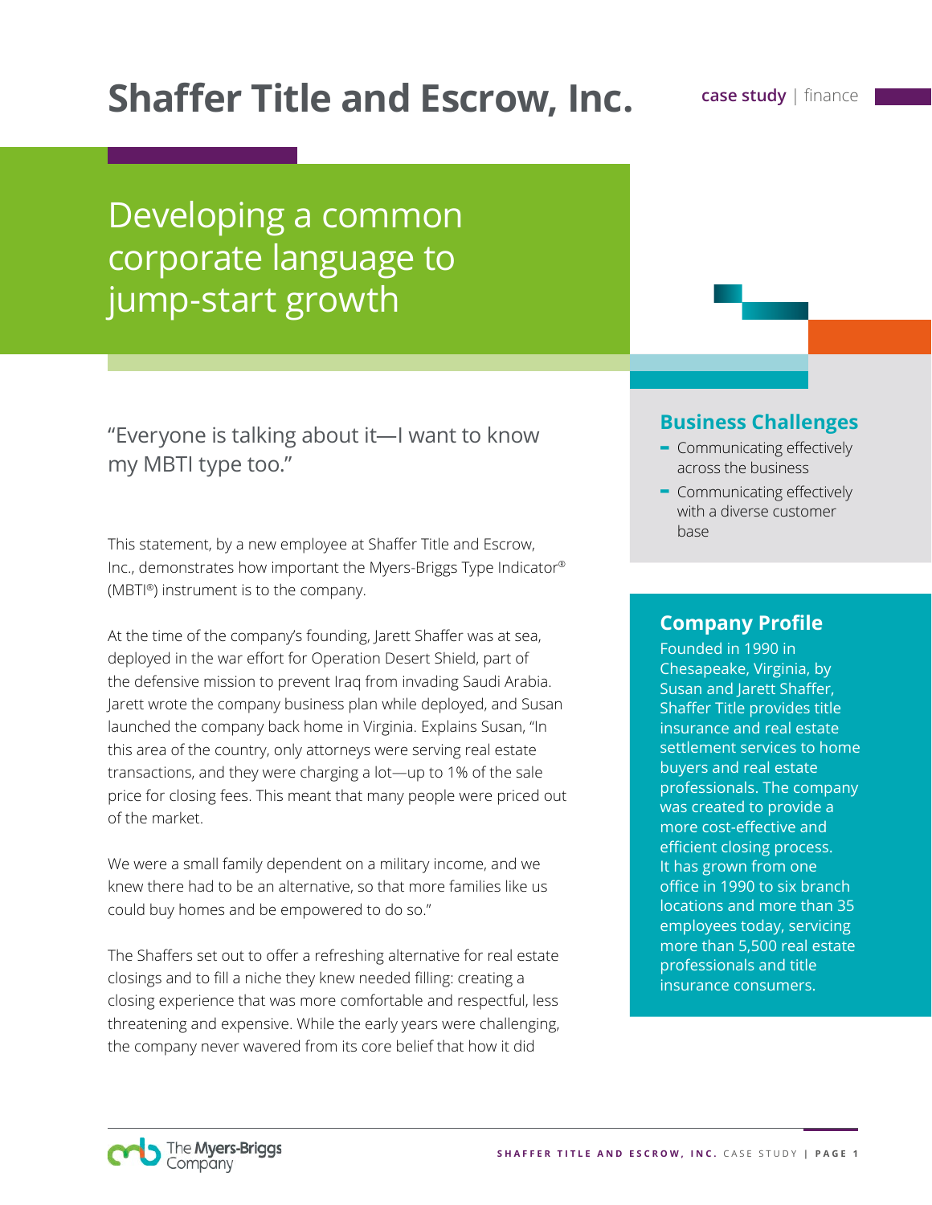# Shaffer Title and Escrow, Inc.

**case study** | finance

## Developing a common corporate language to jump-start growth

"Everyone is talking about it—I want to know my MBTI type too."

This statement, by a new employee at Shaffer Title and Escrow, Inc., demonstrates how important the Myers-Briggs Type Indicator® (MBTI®) instrument is to the company.

At the time of the company's founding, Jarett Shaffer was at sea, deployed in the war effort for Operation Desert Shield, part of the defensive mission to prevent Iraq from invading Saudi Arabia. Jarett wrote the company business plan while deployed, and Susan launched the company back home in Virginia. Explains Susan, "In this area of the country, only attorneys were serving real estate transactions, and they were charging a lot—up to 1% of the sale price for closing fees. This meant that many people were priced out of the market.

We were a small family dependent on a military income, and we knew there had to be an alternative, so that more families like us could buy homes and be empowered to do so."

The Shaffers set out to offer a refreshing alternative for real estate closings and to fill a niche they knew needed filling: creating a closing experience that was more comfortable and respectful, less threatening and expensive. While the early years were challenging, the company never wavered from its core belief that how it did

### Business Challenges

- Communicating effectively across the business
- Communicating effectively with a diverse customer base

### Company Profile

Founded in 1990 in Chesapeake, Virginia, by Susan and Jarett Shaffer, Shaffer Title provides title insurance and real estate settlement services to home buyers and real estate professionals. The company was created to provide a more cost-effective and efficient closing process. It has grown from one office in 1990 to six branch locations and more than 35 employees today, servicing more than 5,500 real estate professionals and title insurance consumers.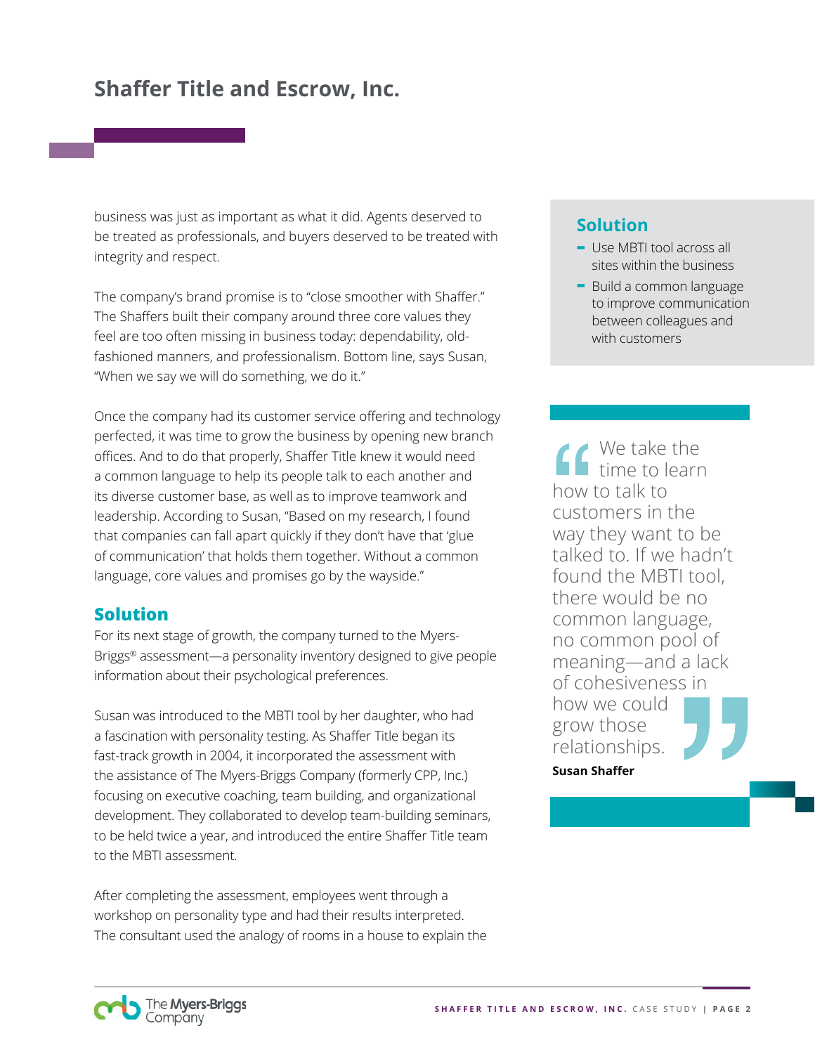# Shaffer Title and Escrow, Inc.

business was just as important as what it did. Agents deserved to be treated as professionals, and buyers deserved to be treated with integrity and respect.

The company's brand promise is to "close smoother with Shaffer." The Shaffers built their company around three core values they feel are too often missing in business today: dependability, old-fashioned manners, and professionalism. Bottom line, says Susan, "When we say we will do something, we do it."

Once the company had its customer service offering and technology perfected, it was time to grow the business by opening new branch offices. And to do that properly, Shaffer Title knew it would need a common language to help its people talk to each another and its diverse customer base, as well as to improve teamwork and leadership. According to Susan, "Based on my research, I found that companies can fall apart quickly if they don't have that 'glue of communication' that holds them together. Without a common language, core values and promises go by the wayside."

## Solution

For its next stage of growth, the company turned to the Myers-Briggs® assessment—a personality inventory designed to give people information about their psychological preferences.

Susan was introduced to the MBTI tool by her daughter, who had a fascination with personality testing. As Shaffer Title began its fast-track growth in 2004, it incorporated the assessment with the assistance of The Myers-Briggs Company (formerly CPP, Inc.) focusing on executive coaching, team building, and organizational development. They collaborated to develop team-building seminars, to be held twice a year, and introduced the entire Shaffer Title team to the MBTI assessment.

After completing the assessment, employees went through a workshop on personality type and had their results interpreted. The consultant used the analogy of rooms in a house to explain the

## Solution

- Use MBTI tool across all sites within the business
- Build a common language to improve communication between colleagues and with customers

> "We take the time to learn how to talk to customers in the way they want to be talked to. If we hadn't found the MBTI tool, there would be no common language, no common pool of meaning—and a lack of cohesiveness in how we could grow those relationships."
>
> **Susan Shaffer**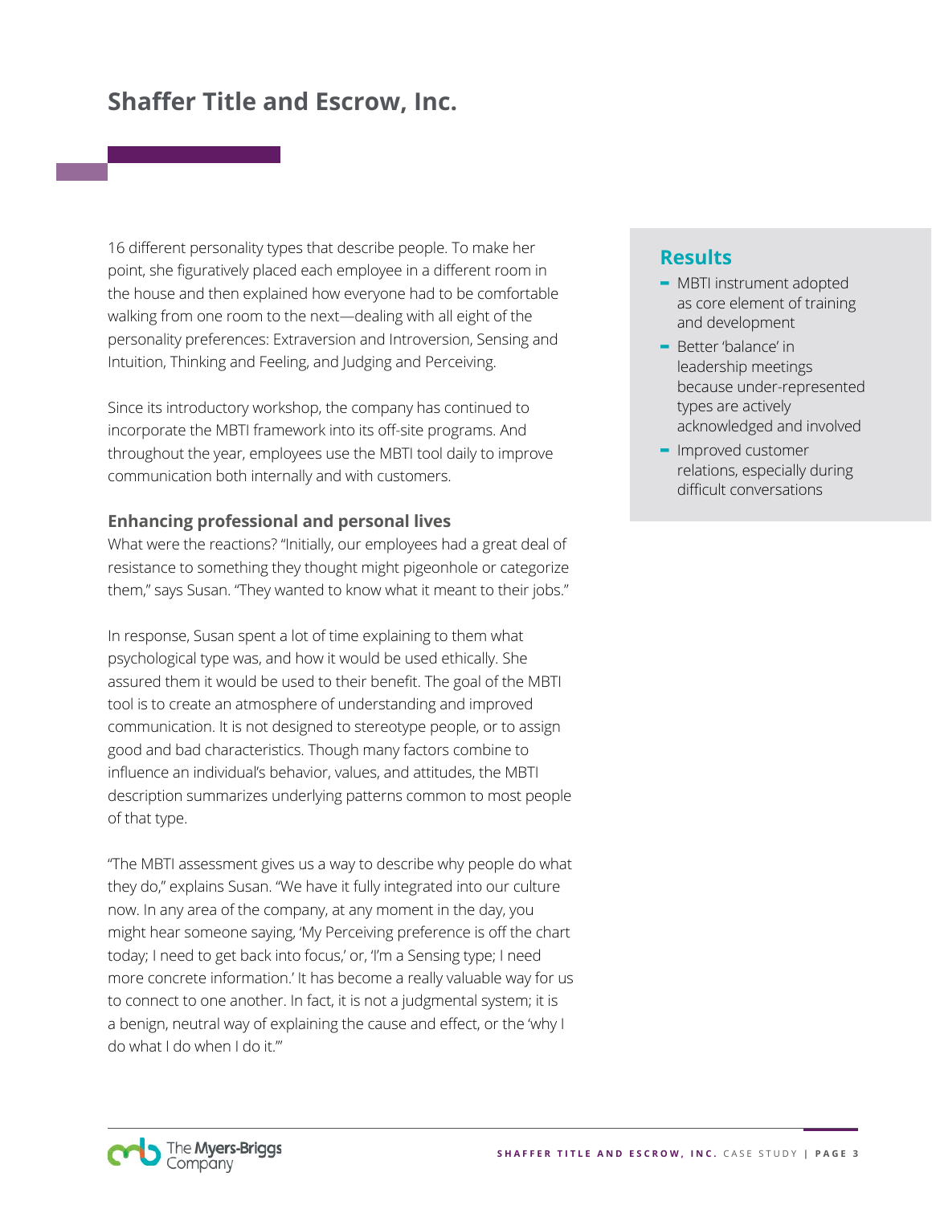16 different personality types that describe people. To make her point, she figuratively placed each employee in a different room in the house and then explained how everyone had to be comfortable walking from one room to the next—dealing with all eight of the personality preferences: Extraversion and Introversion, Sensing and Intuition, Thinking and Feeling, and Judging and Perceiving.

Since its introductory workshop, the company has continued to incorporate the MBTI framework into its off-site programs. And throughout the year, employees use the MBTI tool daily to improve communication both internally and with customers.

### Enhancing professional and personal lives

What were the reactions? "Initially, our employees had a great deal of resistance to something they thought might pigeonhole or categorize them," says Susan. "They wanted to know what it meant to their jobs."

In response, Susan spent a lot of time explaining to them what psychological type was, and how it would be used ethically. She assured them it would be used to their benefit. The goal of the MBTI tool is to create an atmosphere of understanding and improved communication. It is not designed to stereotype people, or to assign good and bad characteristics. Though many factors combine to influence an individual's behavior, values, and attitudes, the MBTI description summarizes underlying patterns common to most people of that type.

"The MBTI assessment gives us a way to describe why people do what they do," explains Susan. "We have it fully integrated into our culture now. In any area of the company, at any moment in the day, you might hear someone saying, 'My Perceiving preference is off the chart today; I need to get back into focus,' or, 'I'm a Sensing type; I need more concrete information.' It has become a really valuable way for us to connect to one another. In fact, it is not a judgmental system; it is a benign, neutral way of explaining the cause and effect, or the 'why I do what I do when I do it.'"

## Results

- MBTI instrument adopted as core element of training and development
- Better 'balance' in leadership meetings because under-represented types are actively acknowledged and involved
- Improved customer relations, especially during difficult conversations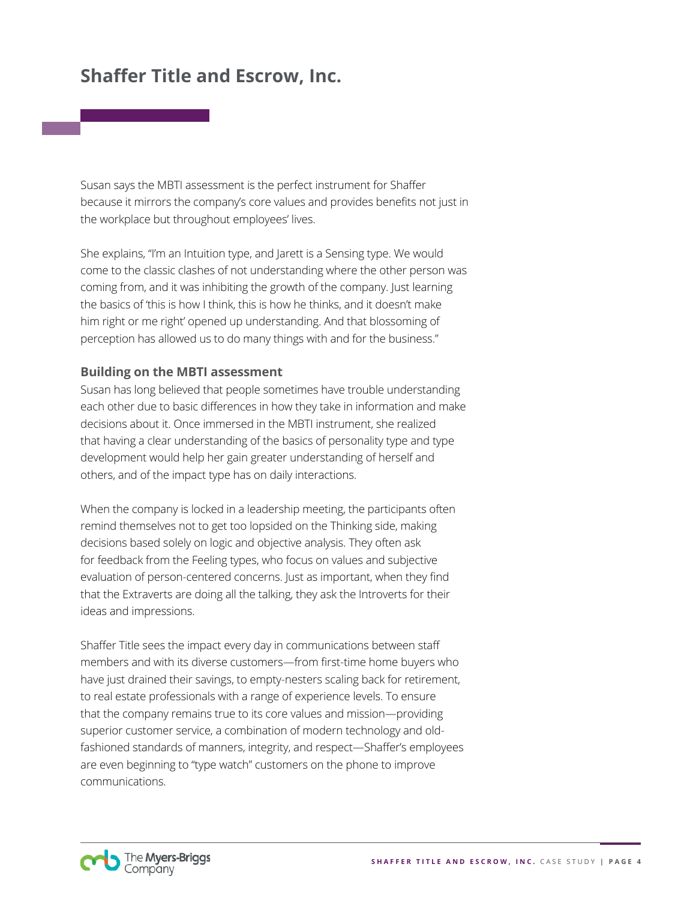# Shaffer Title and Escrow, Inc.

Susan says the MBTI assessment is the perfect instrument for Shaffer because it mirrors the company's core values and provides benefits not just in the workplace but throughout employees' lives.

She explains, "I'm an Intuition type, and Jarett is a Sensing type. We would come to the classic clashes of not understanding where the other person was coming from, and it was inhibiting the growth of the company. Just learning the basics of 'this is how I think, this is how he thinks, and it doesn't make him right or me right' opened up understanding. And that blossoming of perception has allowed us to do many things with and for the business."

### Building on the MBTI assessment

Susan has long believed that people sometimes have trouble understanding each other due to basic differences in how they take in information and make decisions about it. Once immersed in the MBTI instrument, she realized that having a clear understanding of the basics of personality type and type development would help her gain greater understanding of herself and others, and of the impact type has on daily interactions.

When the company is locked in a leadership meeting, the participants often remind themselves not to get too lopsided on the Thinking side, making decisions based solely on logic and objective analysis. They often ask for feedback from the Feeling types, who focus on values and subjective evaluation of person-centered concerns. Just as important, when they find that the Extraverts are doing all the talking, they ask the Introverts for their ideas and impressions.

Shaffer Title sees the impact every day in communications between staff members and with its diverse customers—from first-time home buyers who have just drained their savings, to empty-nesters scaling back for retirement, to real estate professionals with a range of experience levels. To ensure that the company remains true to its core values and mission—providing superior customer service, a combination of modern technology and old-fashioned standards of manners, integrity, and respect—Shaffer's employees are even beginning to "type watch" customers on the phone to improve communications.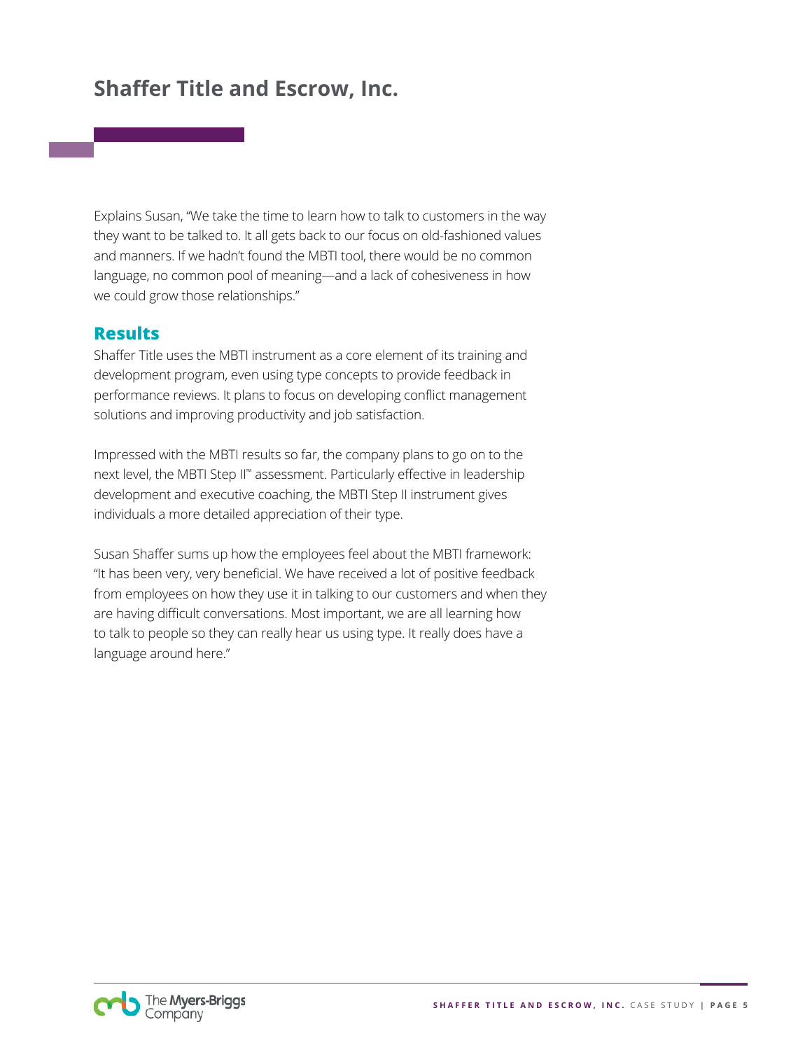Explains Susan, "We take the time to learn how to talk to customers in the way they want to be talked to. It all gets back to our focus on old-fashioned values and manners. If we hadn't found the MBTI tool, there would be no common language, no common pool of meaning—and a lack of cohesiveness in how we could grow those relationships."

## Results

Shaffer Title uses the MBTI instrument as a core element of its training and development program, even using type concepts to provide feedback in performance reviews. It plans to focus on developing conflict management solutions and improving productivity and job satisfaction.

Impressed with the MBTI results so far, the company plans to go on to the next level, the MBTI Step II™ assessment. Particularly effective in leadership development and executive coaching, the MBTI Step II instrument gives individuals a more detailed appreciation of their type.

Susan Shaffer sums up how the employees feel about the MBTI framework: "It has been very, very beneficial. We have received a lot of positive feedback from employees on how they use it in talking to our customers and when they are having difficult conversations. Most important, we are all learning how to talk to people so they can really hear us using type. It really does have a language around here."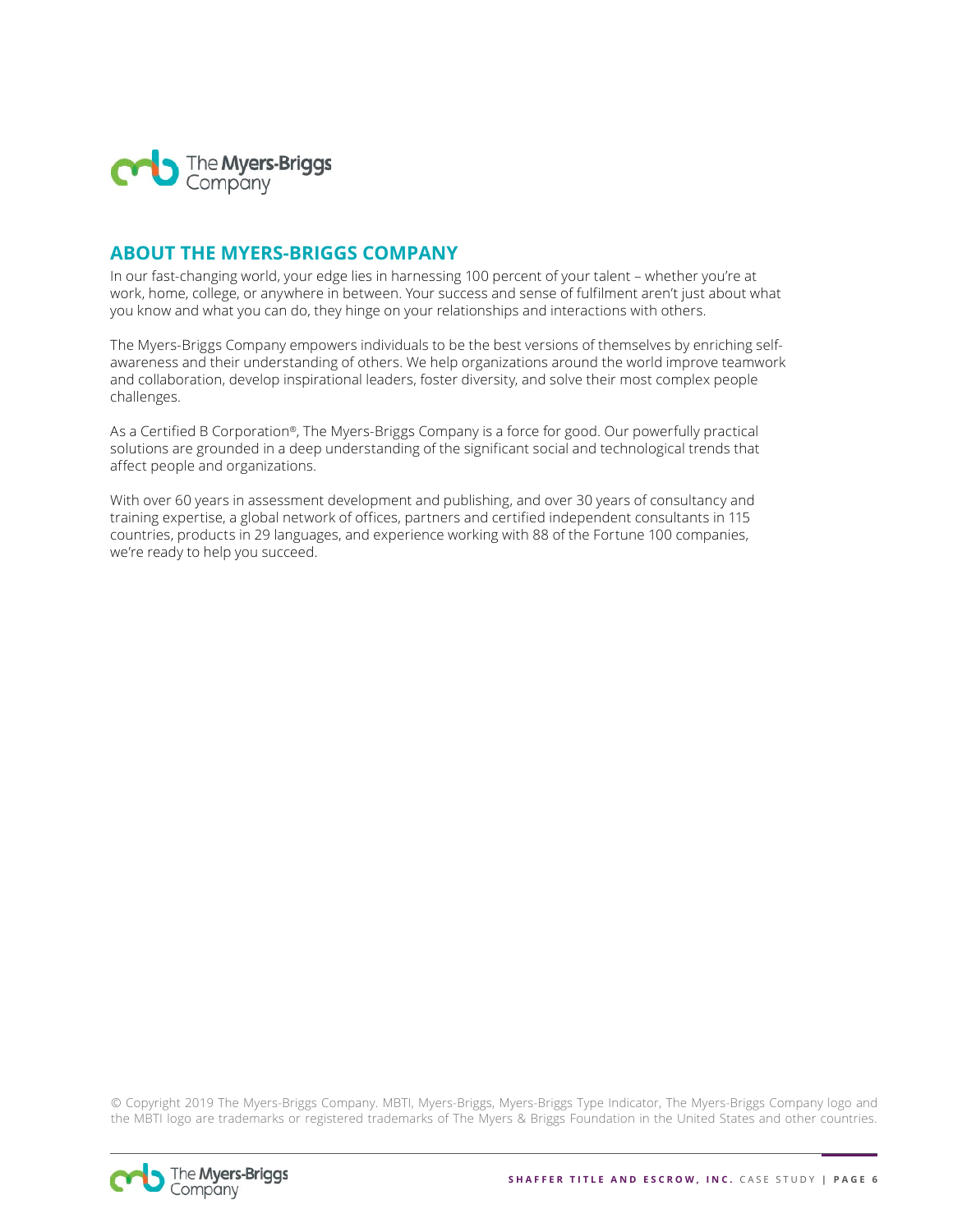## ABOUT THE MYERS-BRIGGS COMPANY

In our fast-changing world, your edge lies in harnessing 100 percent of your talent – whether you're at work, home, college, or anywhere in between. Your success and sense of fulfilment aren't just about what you know and what you can do, they hinge on your relationships and interactions with others.

The Myers-Briggs Company empowers individuals to be the best versions of themselves by enriching self-awareness and their understanding of others. We help organizations around the world improve teamwork and collaboration, develop inspirational leaders, foster diversity, and solve their most complex people challenges.

As a Certified B Corporation®, The Myers-Briggs Company is a force for good. Our powerfully practical solutions are grounded in a deep understanding of the significant social and technological trends that affect people and organizations.

With over 60 years in assessment development and publishing, and over 30 years of consultancy and training expertise, a global network of offices, partners and certified independent consultants in 115 countries, products in 29 languages, and experience working with 88 of the Fortune 100 companies, we're ready to help you succeed.

© Copyright 2019 The Myers-Briggs Company. MBTI, Myers-Briggs, Myers-Briggs Type Indicator, The Myers-Briggs Company logo and the MBTI logo are trademarks or registered trademarks of The Myers & Briggs Foundation in the United States and other countries.